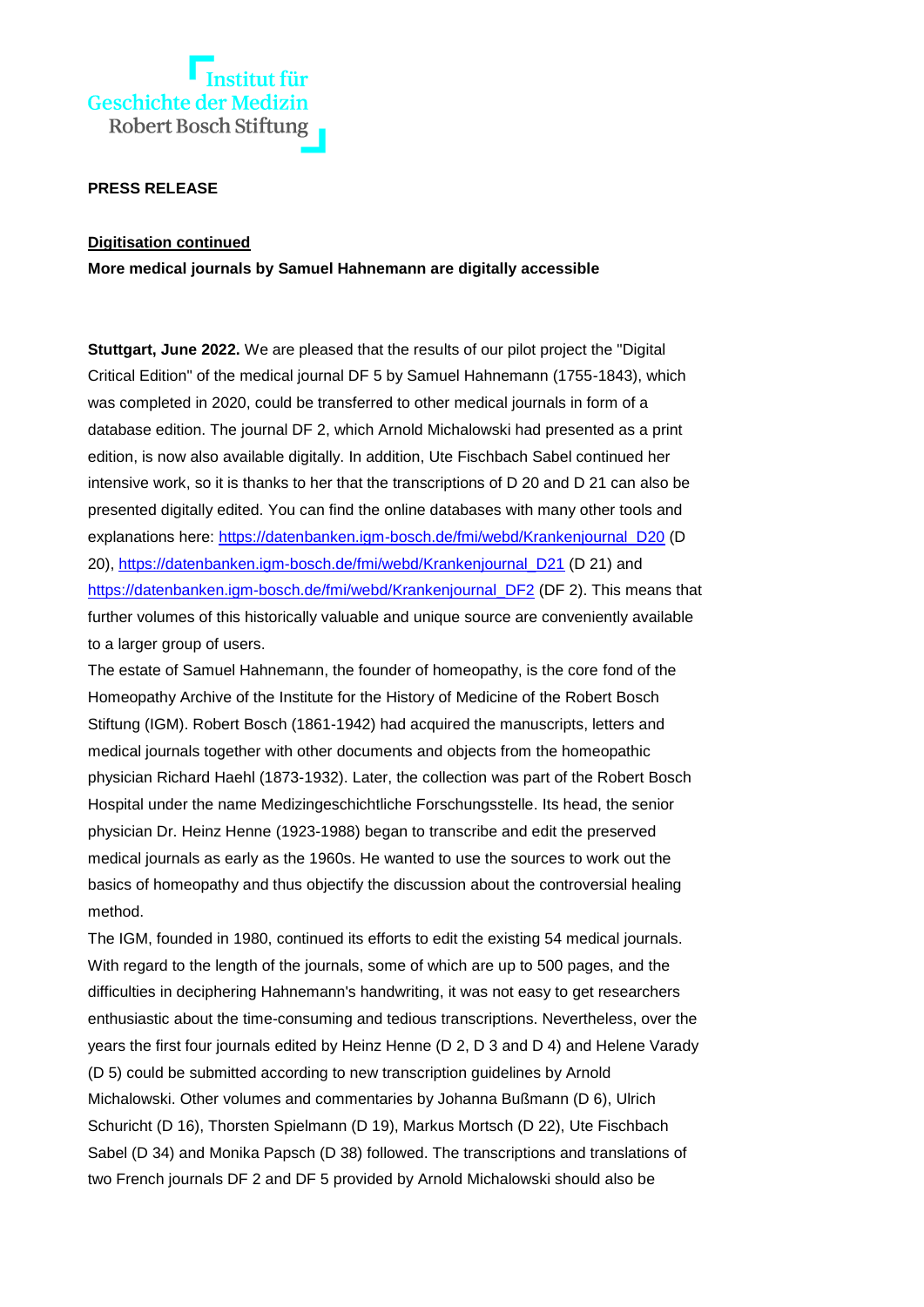Institut für Geschichte der Medizin Robert Bosch Stiftung

**PRESS RELEASE**

**Digitisation continued**

**More medical journals by Samuel Hahnemann are digitally accessible**

**Stuttgart, June 2022.** We are pleased that the results of our pilot project the "Digital Critical Edition" of the medical journal DF 5 by Samuel Hahnemann (1755-1843), which was completed in 2020, could be transferred to other medical journals in form of a database edition. The journal DF 2, which Arnold Michalowski had presented as a print edition, is now also available digitally. In addition, Ute Fischbach Sabel continued her intensive work, so it is thanks to her that the transcriptions of D 20 and D 21 can also be presented digitally edited. You can find the online databases with many other tools and explanations here: [https://datenbanken.igm-bosch.de/fmi/webd/Krankenjournal_D20](https://datenbanken.igm-bosch.de/fmi/webd/Krankenjournal_D20) (D 20), [https://datenbanken.igm-bosch.de/fmi/webd/Krankenjournal_D21](https://datenbanken.igm-bosch.de/fmi/webd/Krankenjournal_D21) (D 21) and [https://datenbanken.igm-bosch.de/fmi/webd/Krankenjournal_DF2](https://datenbanken.igm-bosch.de/fmi/webd/Krankenjournal_DF2) (DF 2). This means that further volumes of this historically valuable and unique source are conveniently available to a larger group of users.

The estate of Samuel Hahnemann, the founder of homeopathy, is the core fond of the Homeopathy Archive of the Institute for the History of Medicine of the Robert Bosch Stiftung (IGM). Robert Bosch (1861-1942) had acquired the manuscripts, letters and medical journals together with other documents and objects from the homeopathic physician Richard Haehl (1873-1932). Later, the collection was part of the Robert Bosch Hospital under the name Medizingeschichtliche Forschungsstelle. Its head, the senior physician Dr. Heinz Henne (1923-1988) began to transcribe and edit the preserved medical journals as early as the 1960s. He wanted to use the sources to work out the basics of homeopathy and thus objectify the discussion about the controversial healing method.

The IGM, founded in 1980, continued its efforts to edit the existing 54 medical journals. With regard to the length of the journals, some of which are up to 500 pages, and the difficulties in deciphering Hahnemann's handwriting, it was not easy to get researchers enthusiastic about the time-consuming and tedious transcriptions. Nevertheless, over the years the first four journals edited by Heinz Henne (D 2, D 3 and D 4) and Helene Varady (D 5) could be submitted according to new transcription guidelines by Arnold Michalowski. Other volumes and commentaries by Johanna Bußmann (D 6), Ulrich Schuricht (D 16), Thorsten Spielmann (D 19), Markus Mortsch (D 22), Ute Fischbach Sabel (D 34) and Monika Papsch (D 38) followed. The transcriptions and translations of two French journals DF 2 and DF 5 provided by Arnold Michalowski should also be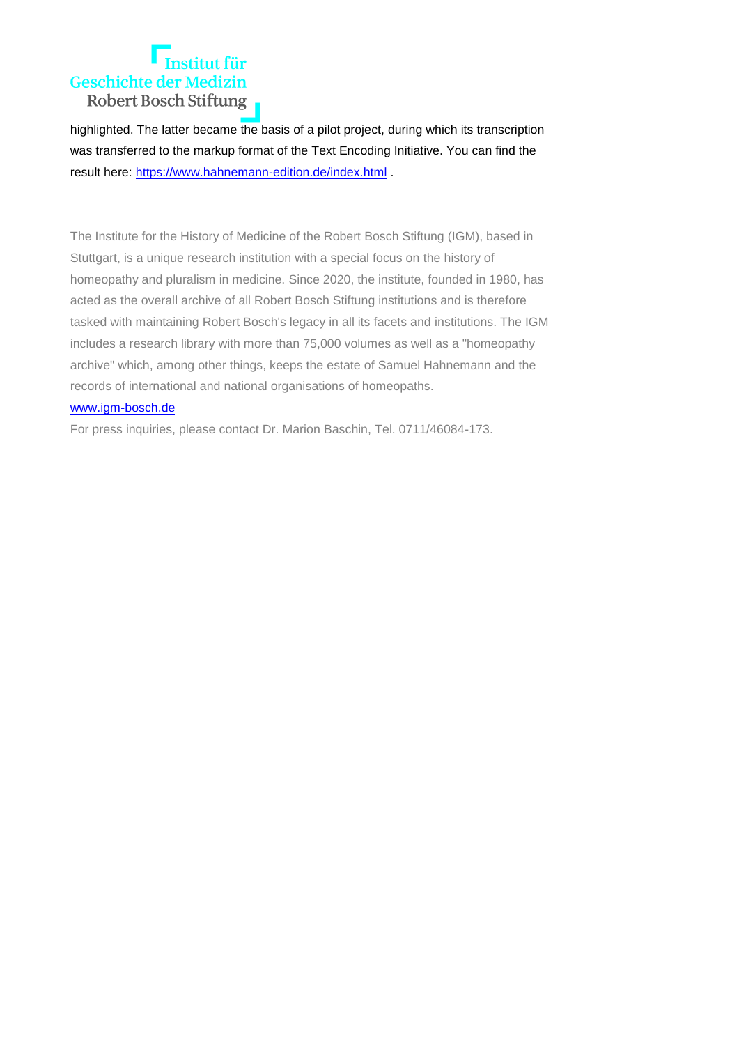highlighted. The latter became the basis of a pilot project, during which its transcription was transferred to the markup format of the Text Encoding Initiative. You can find the result here: [https://www.hahnemann-edition.de/index.html](https://www.hahnemann-edition.de/index.html) .

The Institute for the History of Medicine of the Robert Bosch Stiftung (IGM), based in Stuttgart, is a unique research institution with a special focus on the history of homeopathy and pluralism in medicine. Since 2020, the institute, founded in 1980, has acted as the overall archive of all Robert Bosch Stiftung institutions and is therefore tasked with maintaining Robert Bosch's legacy in all its facets and institutions. The IGM includes a research library with more than 75,000 volumes as well as a "homeopathy archive" which, among other things, keeps the estate of Samuel Hahnemann and the records of international and national organisations of homeopaths.

[www.igm-bosch.de](http://www.igm-bosch.de)

For press inquiries, please contact Dr. Marion Baschin, Tel. 0711/46084-173.